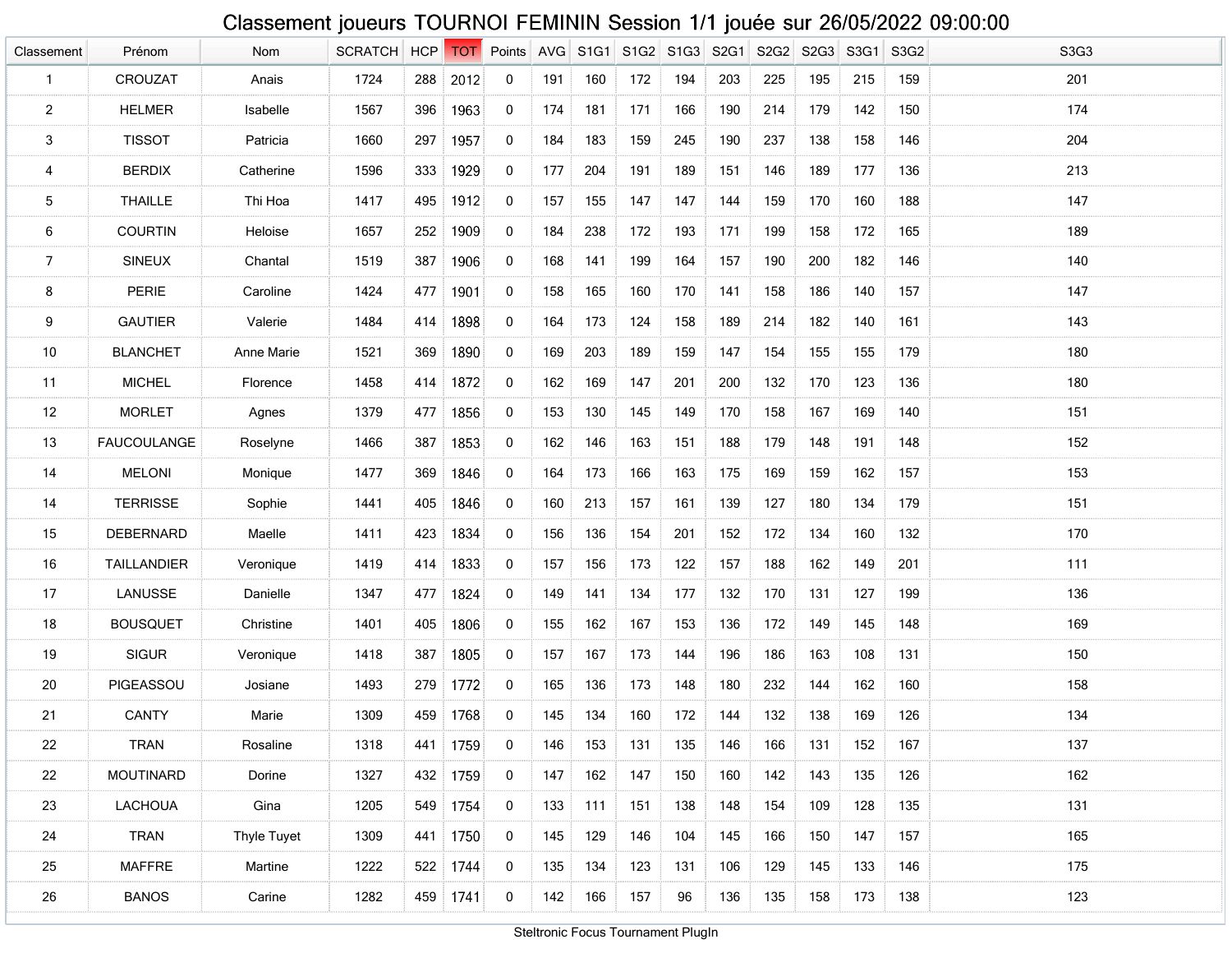# Classement joueurs TOURNOI FEMININ Session 1/1 jouée sur 26/05/2022 09:00:00

| Classement | Prénom | Nom | SCRATCH | HCP | TOT | Points | AVG | S1G1 | S1G2 | S1G3 | S2G1 | S2G2 | S2G3 | S3G1 | S3G2 | S3G3 |
|---|---|---|---|---|---|---|---|---|---|---|---|---|---|---|---|---|
| 1 | CROUZAT | Anais | 1724 | 288 | 2012 | 0 | 191 | 160 | 172 | 194 | 203 | 225 | 195 | 215 | 159 | 201 |
| 2 | HELMER | Isabelle | 1567 | 396 | 1963 | 0 | 174 | 181 | 171 | 166 | 190 | 214 | 179 | 142 | 150 | 174 |
| 3 | TISSOT | Patricia | 1660 | 297 | 1957 | 0 | 184 | 183 | 159 | 245 | 190 | 237 | 138 | 158 | 146 | 204 |
| 4 | BERDIX | Catherine | 1596 | 333 | 1929 | 0 | 177 | 204 | 191 | 189 | 151 | 146 | 189 | 177 | 136 | 213 |
| 5 | THAILLE | Thi Hoa | 1417 | 495 | 1912 | 0 | 157 | 155 | 147 | 147 | 144 | 159 | 170 | 160 | 188 | 147 |
| 6 | COURTIN | Heloise | 1657 | 252 | 1909 | 0 | 184 | 238 | 172 | 193 | 171 | 199 | 158 | 172 | 165 | 189 |
| 7 | SINEUX | Chantal | 1519 | 387 | 1906 | 0 | 168 | 141 | 199 | 164 | 157 | 190 | 200 | 182 | 146 | 140 |
| 8 | PERIE | Caroline | 1424 | 477 | 1901 | 0 | 158 | 165 | 160 | 170 | 141 | 158 | 186 | 140 | 157 | 147 |
| 9 | GAUTIER | Valerie | 1484 | 414 | 1898 | 0 | 164 | 173 | 124 | 158 | 189 | 214 | 182 | 140 | 161 | 143 |
| 10 | BLANCHET | Anne Marie | 1521 | 369 | 1890 | 0 | 169 | 203 | 189 | 159 | 147 | 154 | 155 | 155 | 179 | 180 |
| 11 | MICHEL | Florence | 1458 | 414 | 1872 | 0 | 162 | 169 | 147 | 201 | 200 | 132 | 170 | 123 | 136 | 180 |
| 12 | MORLET | Agnes | 1379 | 477 | 1856 | 0 | 153 | 130 | 145 | 149 | 170 | 158 | 167 | 169 | 140 | 151 |
| 13 | FAUCOULANGE | Roselyne | 1466 | 387 | 1853 | 0 | 162 | 146 | 163 | 151 | 188 | 179 | 148 | 191 | 148 | 152 |
| 14 | MELONI | Monique | 1477 | 369 | 1846 | 0 | 164 | 173 | 166 | 163 | 175 | 169 | 159 | 162 | 157 | 153 |
| 14 | TERRISSE | Sophie | 1441 | 405 | 1846 | 0 | 160 | 213 | 157 | 161 | 139 | 127 | 180 | 134 | 179 | 151 |
| 15 | DEBERNARD | Maelle | 1411 | 423 | 1834 | 0 | 156 | 136 | 154 | 201 | 152 | 172 | 134 | 160 | 132 | 170 |
| 16 | TAILLANDIER | Veronique | 1419 | 414 | 1833 | 0 | 157 | 156 | 173 | 122 | 157 | 188 | 162 | 149 | 201 | 111 |
| 17 | LANUSSE | Danielle | 1347 | 477 | 1824 | 0 | 149 | 141 | 134 | 177 | 132 | 170 | 131 | 127 | 199 | 136 |
| 18 | BOUSQUET | Christine | 1401 | 405 | 1806 | 0 | 155 | 162 | 167 | 153 | 136 | 172 | 149 | 145 | 148 | 169 |
| 19 | SIGUR | Veronique | 1418 | 387 | 1805 | 0 | 157 | 167 | 173 | 144 | 196 | 186 | 163 | 108 | 131 | 150 |
| 20 | PIGEASSOU | Josiane | 1493 | 279 | 1772 | 0 | 165 | 136 | 173 | 148 | 180 | 232 | 144 | 162 | 160 | 158 |
| 21 | CANTY | Marie | 1309 | 459 | 1768 | 0 | 145 | 134 | 160 | 172 | 144 | 132 | 138 | 169 | 126 | 134 |
| 22 | TRAN | Rosaline | 1318 | 441 | 1759 | 0 | 146 | 153 | 131 | 135 | 146 | 166 | 131 | 152 | 167 | 137 |
| 22 | MOUTINARD | Dorine | 1327 | 432 | 1759 | 0 | 147 | 162 | 147 | 150 | 160 | 142 | 143 | 135 | 126 | 162 |
| 23 | LACHOUA | Gina | 1205 | 549 | 1754 | 0 | 133 | 111 | 151 | 138 | 148 | 154 | 109 | 128 | 135 | 131 |
| 24 | TRAN | Thyle Tuyet | 1309 | 441 | 1750 | 0 | 145 | 129 | 146 | 104 | 145 | 166 | 150 | 147 | 157 | 165 |
| 25 | MAFFRE | Martine | 1222 | 522 | 1744 | 0 | 135 | 134 | 123 | 131 | 106 | 129 | 145 | 133 | 146 | 175 |
| 26 | BANOS | Carine | 1282 | 459 | 1741 | 0 | 142 | 166 | 157 | 96 | 136 | 135 | 158 | 173 | 138 | 123 |

Steltronic Focus Tournament PlugIn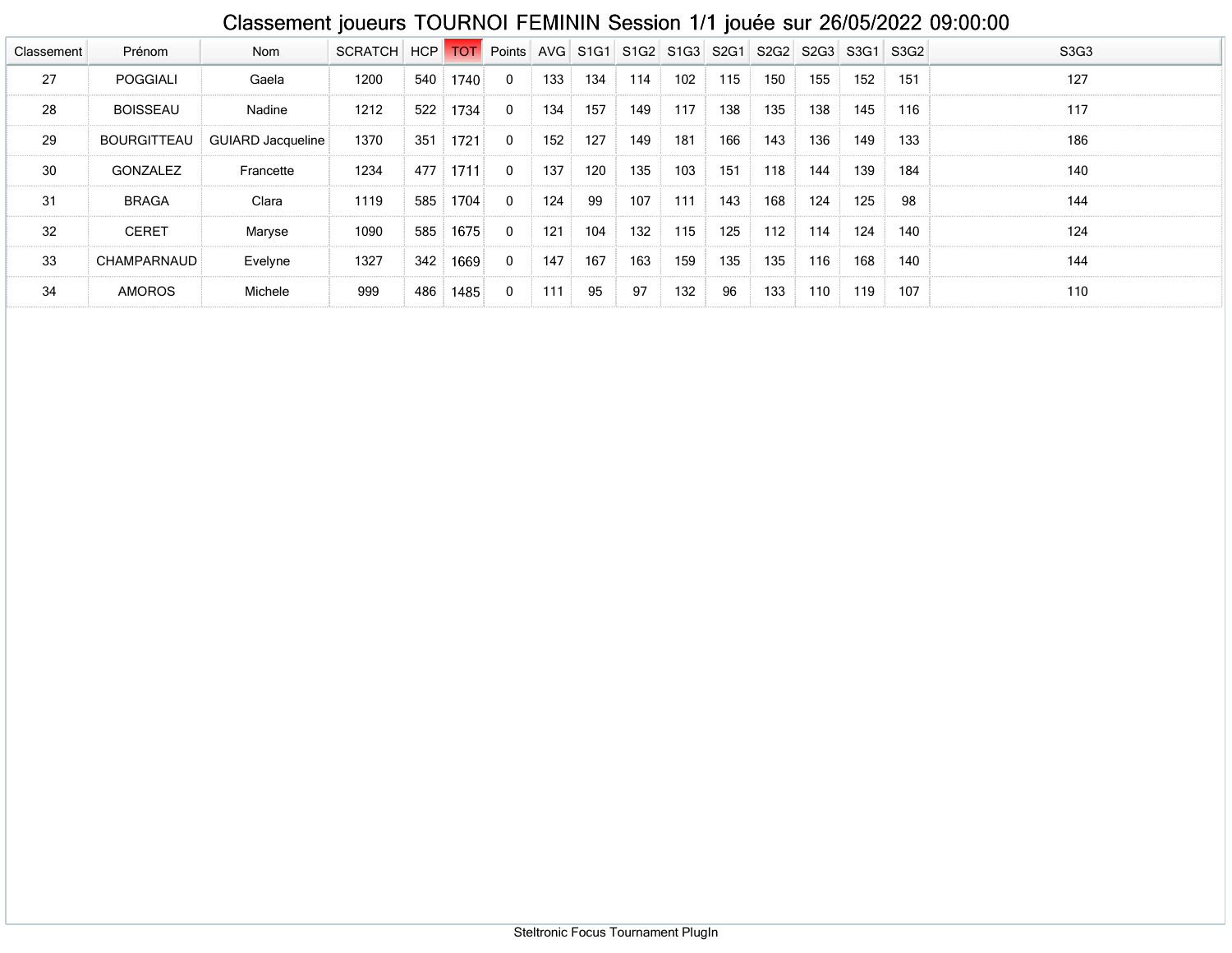# Classement joueurs TOURNOI FEMININ Session 1/1 jouée sur 26/05/2022 09:00:00

| Classement | Prénom | Nom | SCRATCH | HCP | TOT | Points | AVG | S1G1 | S1G2 | S1G3 | S2G1 | S2G2 | S2G3 | S3G1 | S3G2 | S3G3 |
|---|---|---|---|---|---|---|---|---|---|---|---|---|---|---|---|---|
| 27 | POGGIALI | Gaela | 1200 | 540 | 1740 | 0 | 133 | 134 | 114 | 102 | 115 | 150 | 155 | 152 | 151 | 127 |
| 28 | BOISSEAU | Nadine | 1212 | 522 | 1734 | 0 | 134 | 157 | 149 | 117 | 138 | 135 | 138 | 145 | 116 | 117 |
| 29 | BOURGITTEAU | GUIARD Jacqueline | 1370 | 351 | 1721 | 0 | 152 | 127 | 149 | 181 | 166 | 143 | 136 | 149 | 133 | 186 |
| 30 | GONZALEZ | Francette | 1234 | 477 | 1711 | 0 | 137 | 120 | 135 | 103 | 151 | 118 | 144 | 139 | 184 | 140 |
| 31 | BRAGA | Clara | 1119 | 585 | 1704 | 0 | 124 | 99 | 107 | 111 | 143 | 168 | 124 | 125 | 98 | 144 |
| 32 | CERET | Maryse | 1090 | 585 | 1675 | 0 | 121 | 104 | 132 | 115 | 125 | 112 | 114 | 124 | 140 | 124 |
| 33 | CHAMPARNAUD | Evelyne | 1327 | 342 | 1669 | 0 | 147 | 167 | 163 | 159 | 135 | 135 | 116 | 168 | 140 | 144 |
| 34 | AMOROS | Michele | 999 | 486 | 1485 | 0 | 111 | 95 | 97 | 132 | 96 | 133 | 110 | 119 | 107 | 110 |

Steltronic Focus Tournament PlugIn